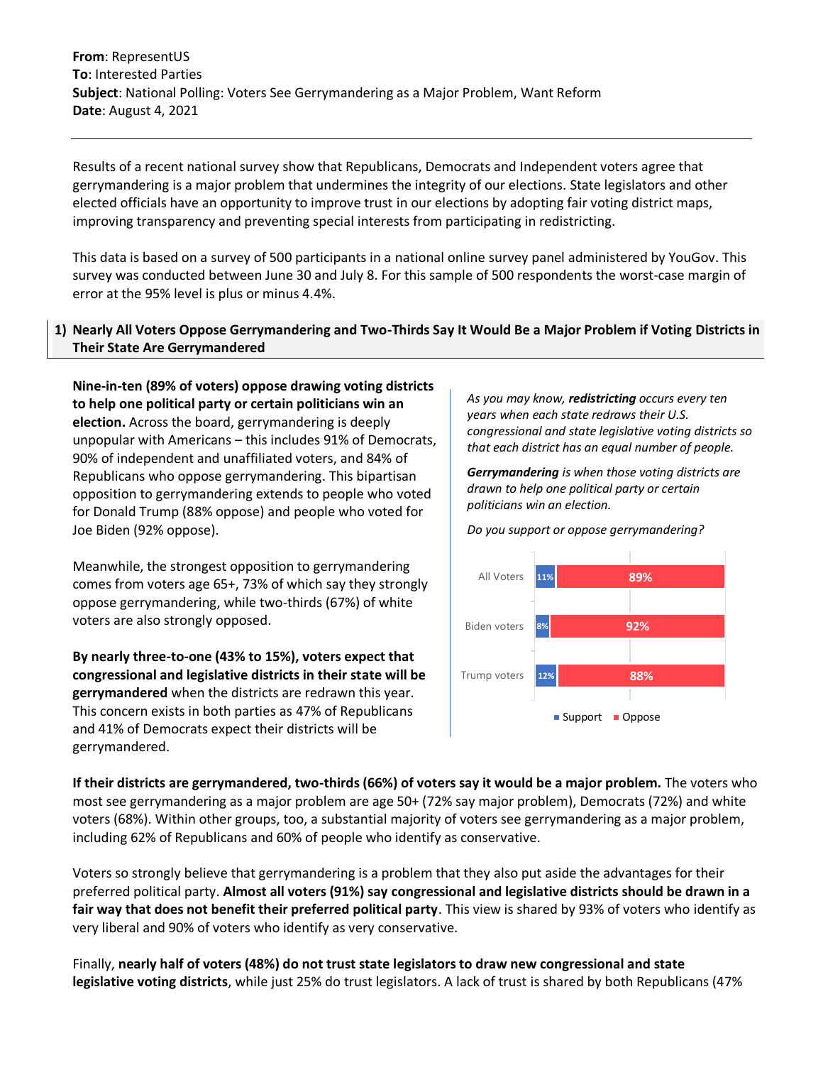**From**: RepresentUS
**To**: Interested Parties
**Subject**: National Polling: Voters See Gerrymandering as a Major Problem, Want Reform
**Date**: August 4, 2021

---

Results of a recent national survey show that Republicans, Democrats and Independent voters agree that gerrymandering is a major problem that undermines the integrity of our elections. State legislators and other elected officials have an opportunity to improve trust in our elections by adopting fair voting district maps, improving transparency and preventing special interests from participating in redistricting.

This data is based on a survey of 500 participants in a national online survey panel administered by YouGov. This survey was conducted between June 30 and July 8. For this sample of 500 respondents the worst-case margin of error at the 95% level is plus or minus 4.4%.

## 1) Nearly All Voters Oppose Gerrymandering and Two-Thirds Say It Would Be a Major Problem if Voting Districts in Their State Are Gerrymandered

**Nine-in-ten (89% of voters) oppose drawing voting districts to help one political party or certain politicians win an election.** Across the board, gerrymandering is deeply unpopular with Americans – this includes 91% of Democrats, 90% of independent and unaffiliated voters, and 84% of Republicans who oppose gerrymandering. This bipartisan opposition to gerrymandering extends to people who voted for Donald Trump (88% oppose) and people who voted for Joe Biden (92% oppose).

Meanwhile, the strongest opposition to gerrymandering comes from voters age 65+, 73% of which say they strongly oppose gerrymandering, while two-thirds (67%) of white voters are also strongly opposed.

**By nearly three-to-one (43% to 15%), voters expect that congressional and legislative districts in their state will be gerrymandered** when the districts are redrawn this year. This concern exists in both parties as 47% of Republicans and 41% of Democrats expect their districts will be gerrymandered.

*As you may know,* ***redistricting*** *occurs every ten years when each state redraws their U.S. congressional and state legislative voting districts so that each district has an equal number of people.*

***Gerrymandering*** *is when those voting districts are drawn to help one political party or certain politicians win an election.*

*Do you support or oppose gerrymandering?*

| | Support | Oppose |
|---|---|---|
| All Voters | 11% | 89% |
| Biden voters | 8% | 92% |
| Trump voters | 12% | 88% |

**If their districts are gerrymandered, two-thirds (66%) of voters say it would be a major problem.** The voters who most see gerrymandering as a major problem are age 50+ (72% say major problem), Democrats (72%) and white voters (68%). Within other groups, too, a substantial majority of voters see gerrymandering as a major problem, including 62% of Republicans and 60% of people who identify as conservative.

Voters so strongly believe that gerrymandering is a problem that they also put aside the advantages for their preferred political party. **Almost all voters (91%) say congressional and legislative districts should be drawn in a fair way that does not benefit their preferred political party**. This view is shared by 93% of voters who identify as very liberal and 90% of voters who identify as very conservative.

Finally, **nearly half of voters (48%) do not trust state legislators to draw new congressional and state legislative voting districts**, while just 25% do trust legislators. A lack of trust is shared by both Republicans (47%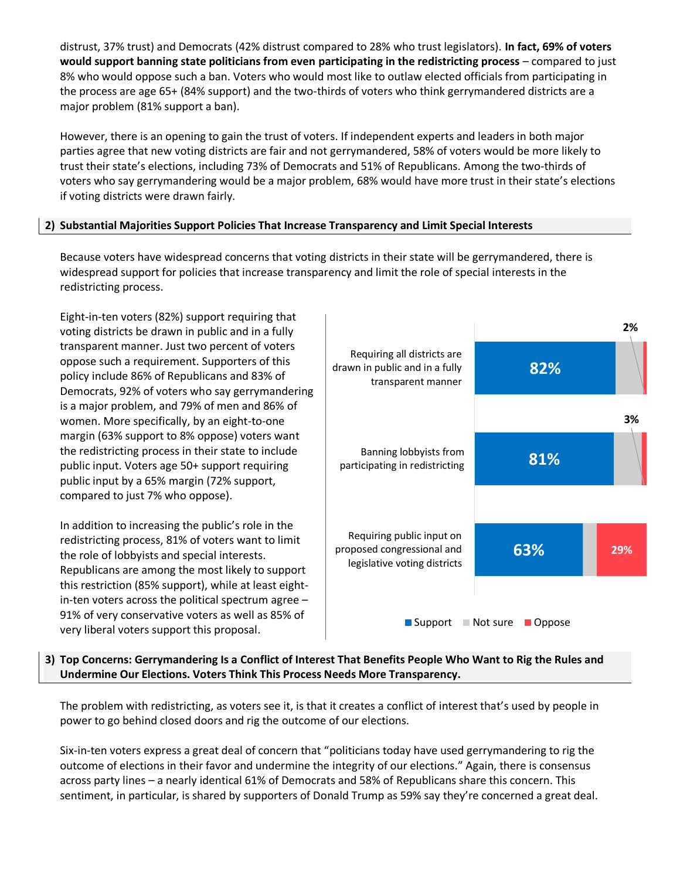distrust, 37% trust) and Democrats (42% distrust compared to 28% who trust legislators). **In fact, 69% of voters would support banning state politicians from even participating in the redistricting process** – compared to just 8% who would oppose such a ban. Voters who would most like to outlaw elected officials from participating in the process are age 65+ (84% support) and the two-thirds of voters who think gerrymandered districts are a major problem (81% support a ban).

However, there is an opening to gain the trust of voters. If independent experts and leaders in both major parties agree that new voting districts are fair and not gerrymandered, 58% of voters would be more likely to trust their state's elections, including 73% of Democrats and 51% of Republicans. Among the two-thirds of voters who say gerrymandering would be a major problem, 68% would have more trust in their state's elections if voting districts were drawn fairly.

## 2) Substantial Majorities Support Policies That Increase Transparency and Limit Special Interests

Because voters have widespread concerns that voting districts in their state will be gerrymandered, there is widespread support for policies that increase transparency and limit the role of special interests in the redistricting process.

Eight-in-ten voters (82%) support requiring that voting districts be drawn in public and in a fully transparent manner. Just two percent of voters oppose such a requirement. Supporters of this policy include 86% of Republicans and 83% of Democrats, 92% of voters who say gerrymandering is a major problem, and 79% of men and 86% of women. More specifically, by an eight-to-one margin (63% support to 8% oppose) voters want the redistricting process in their state to include public input. Voters age 50+ support requiring public input by a 65% margin (72% support, compared to just 7% who oppose).

In addition to increasing the public's role in the redistricting process, 81% of voters want to limit the role of lobbyists and special interests. Republicans are among the most likely to support this restriction (85% support), while at least eight-in-ten voters across the political spectrum agree – 91% of very conservative voters as well as 85% of very liberal voters support this proposal.

| | Support | Not sure | Oppose |
|---|---|---|---|
| Requiring all districts are drawn in public and in a fully transparent manner | 82% | | 2% |
| Banning lobbyists from participating in redistricting | 81% | | 3% |
| Requiring public input on proposed congressional and legislative voting districts | 63% | | 29% |

## 3) Top Concerns: Gerrymandering Is a Conflict of Interest That Benefits People Who Want to Rig the Rules and Undermine Our Elections. Voters Think This Process Needs More Transparency.

The problem with redistricting, as voters see it, is that it creates a conflict of interest that's used by people in power to go behind closed doors and rig the outcome of our elections.

Six-in-ten voters express a great deal of concern that "politicians today have used gerrymandering to rig the outcome of elections in their favor and undermine the integrity of our elections." Again, there is consensus across party lines – a nearly identical 61% of Democrats and 58% of Republicans share this concern. This sentiment, in particular, is shared by supporters of Donald Trump as 59% say they're concerned a great deal.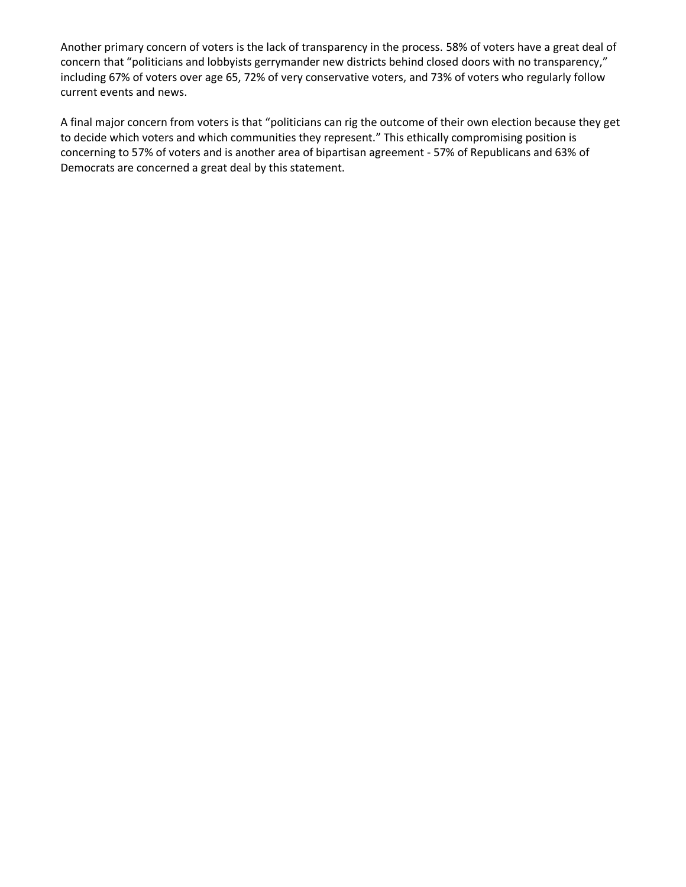Another primary concern of voters is the lack of transparency in the process. 58% of voters have a great deal of concern that "politicians and lobbyists gerrymander new districts behind closed doors with no transparency," including 67% of voters over age 65, 72% of very conservative voters, and 73% of voters who regularly follow current events and news.

A final major concern from voters is that "politicians can rig the outcome of their own election because they get to decide which voters and which communities they represent." This ethically compromising position is concerning to 57% of voters and is another area of bipartisan agreement - 57% of Republicans and 63% of Democrats are concerned a great deal by this statement.